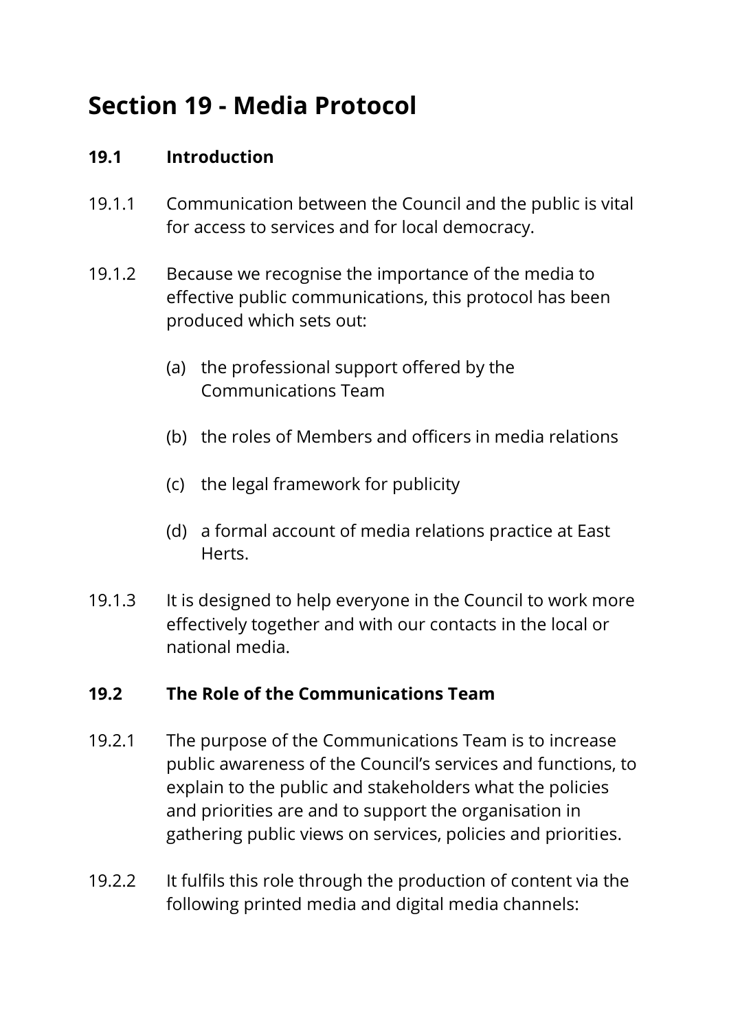# Section 19 - Media Protocol

## 19.1 Introduction

19.1.1 Communication between the Council and the public is vital for access to services and for local democracy.

19.1.2 Because we recognise the importance of the media to effective public communications, this protocol has been produced which sets out:

(a) the professional support offered by the Communications Team

(b) the roles of Members and officers in media relations

(c) the legal framework for publicity

(d) a formal account of media relations practice at East Herts.

19.1.3 It is designed to help everyone in the Council to work more effectively together and with our contacts in the local or national media.

## 19.2 The Role of the Communications Team

19.2.1 The purpose of the Communications Team is to increase public awareness of the Council's services and functions, to explain to the public and stakeholders what the policies and priorities are and to support the organisation in gathering public views on services, policies and priorities.

19.2.2 It fulfils this role through the production of content via the following printed media and digital media channels: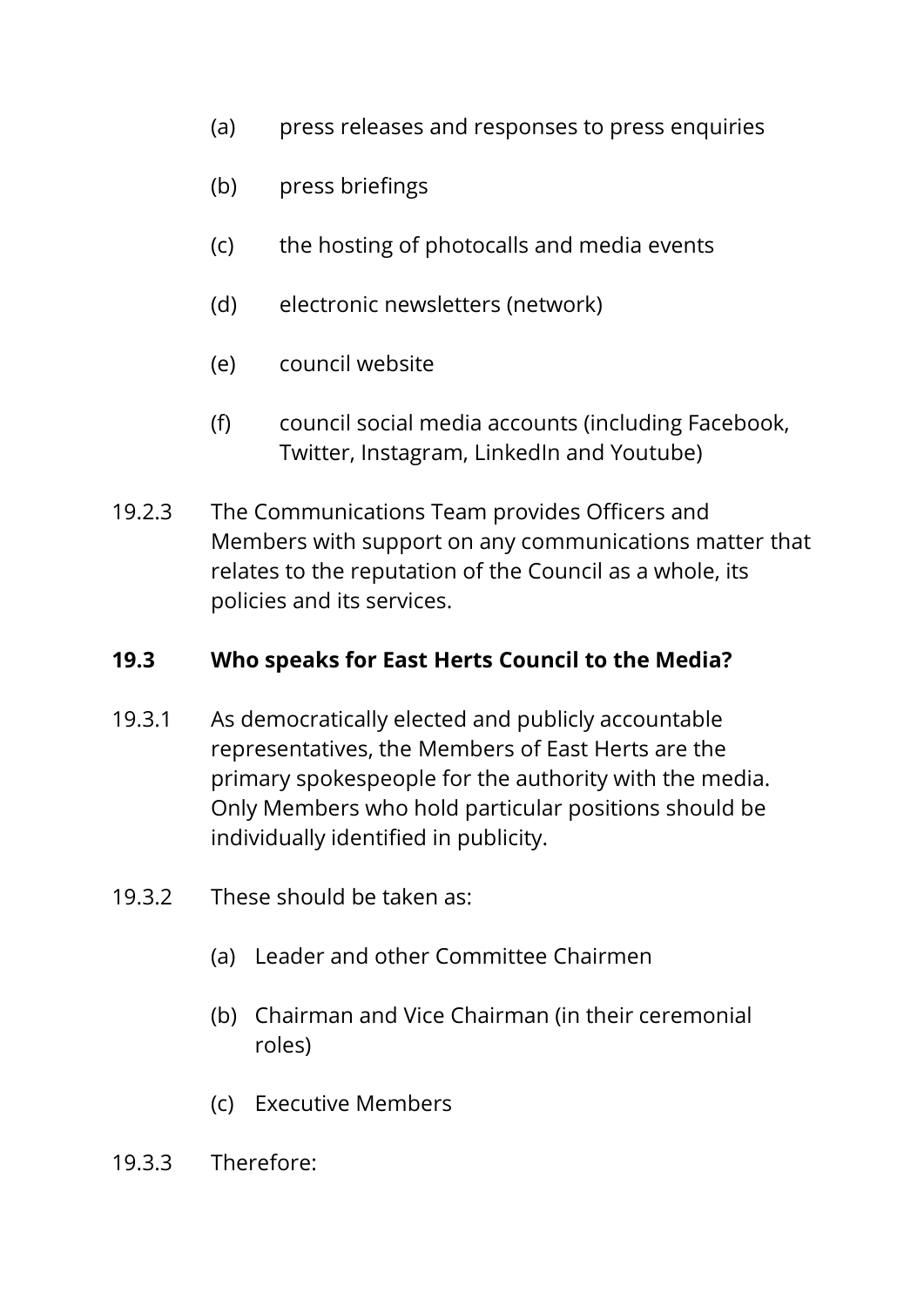(a) press releases and responses to press enquiries

(b) press briefings

(c) the hosting of photocalls and media events

(d) electronic newsletters (network)

(e) council website

(f) council social media accounts (including Facebook, Twitter, Instagram, LinkedIn and Youtube)

19.2.3 The Communications Team provides Officers and Members with support on any communications matter that relates to the reputation of the Council as a whole, its policies and its services.

**19.3 Who speaks for East Herts Council to the Media?**

19.3.1 As democratically elected and publicly accountable representatives, the Members of East Herts are the primary spokespeople for the authority with the media. Only Members who hold particular positions should be individually identified in publicity.

19.3.2 These should be taken as:

(a) Leader and other Committee Chairmen

(b) Chairman and Vice Chairman (in their ceremonial roles)

(c) Executive Members

19.3.3 Therefore: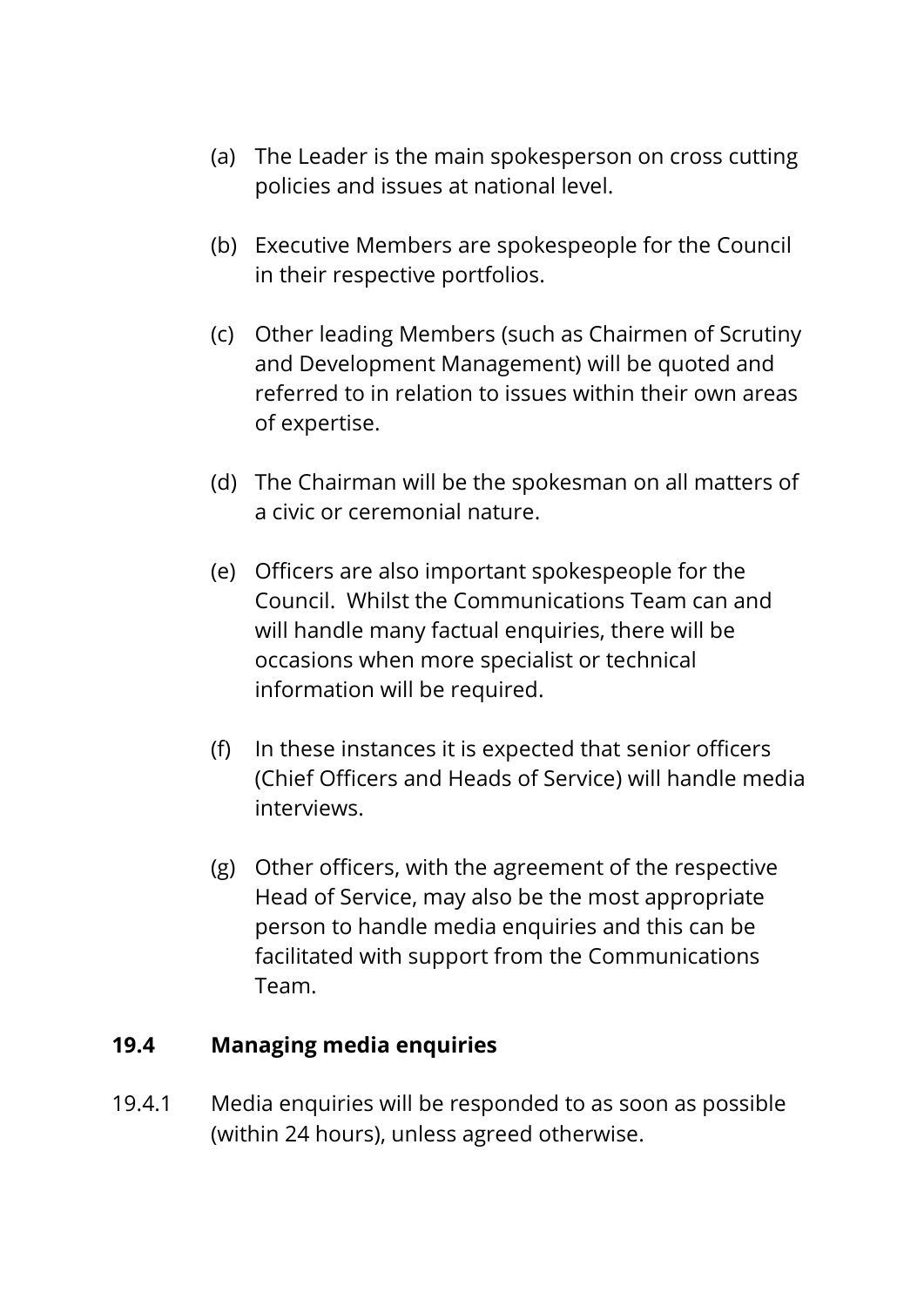(a) The Leader is the main spokesperson on cross cutting policies and issues at national level.

(b) Executive Members are spokespeople for the Council in their respective portfolios.

(c) Other leading Members (such as Chairmen of Scrutiny and Development Management) will be quoted and referred to in relation to issues within their own areas of expertise.

(d) The Chairman will be the spokesman on all matters of a civic or ceremonial nature.

(e) Officers are also important spokespeople for the Council. Whilst the Communications Team can and will handle many factual enquiries, there will be occasions when more specialist or technical information will be required.

(f) In these instances it is expected that senior officers (Chief Officers and Heads of Service) will handle media interviews.

(g) Other officers, with the agreement of the respective Head of Service, may also be the most appropriate person to handle media enquiries and this can be facilitated with support from the Communications Team.

### 19.4 Managing media enquiries

19.4.1 Media enquiries will be responded to as soon as possible (within 24 hours), unless agreed otherwise.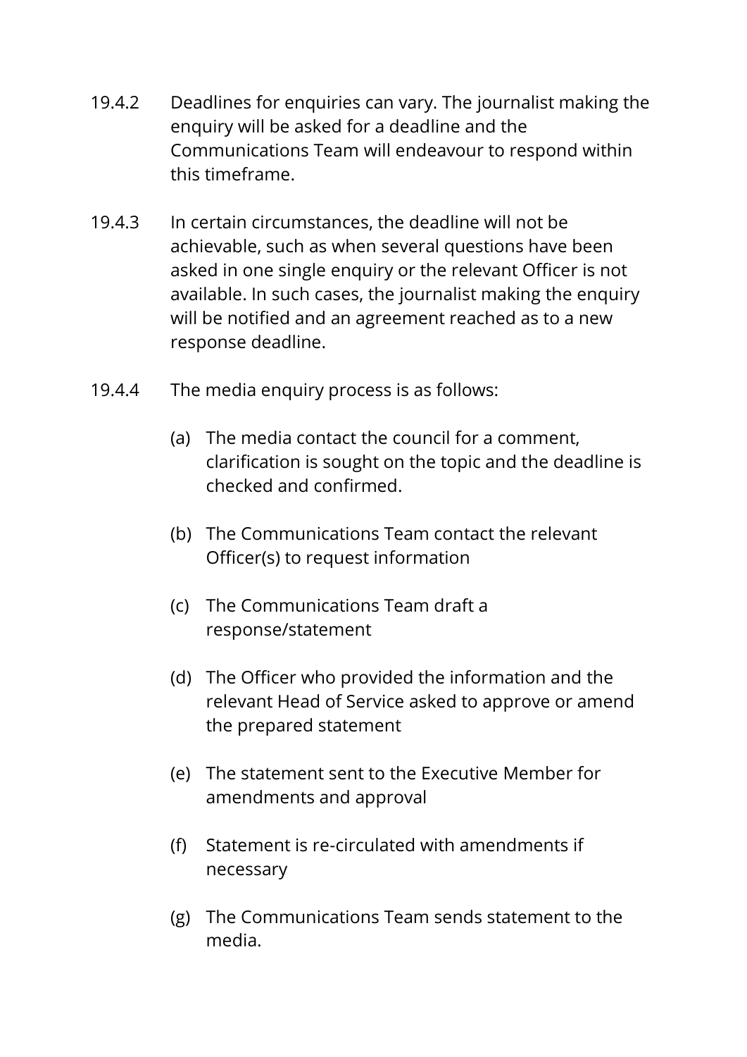19.4.2 Deadlines for enquiries can vary. The journalist making the enquiry will be asked for a deadline and the Communications Team will endeavour to respond within this timeframe.

19.4.3 In certain circumstances, the deadline will not be achievable, such as when several questions have been asked in one single enquiry or the relevant Officer is not available. In such cases, the journalist making the enquiry will be notified and an agreement reached as to a new response deadline.

19.4.4 The media enquiry process is as follows:

- (a) The media contact the council for a comment, clarification is sought on the topic and the deadline is checked and confirmed.
- (b) The Communications Team contact the relevant Officer(s) to request information
- (c) The Communications Team draft a response/statement
- (d) The Officer who provided the information and the relevant Head of Service asked to approve or amend the prepared statement
- (e) The statement sent to the Executive Member for amendments and approval
- (f) Statement is re-circulated with amendments if necessary
- (g) The Communications Team sends statement to the media.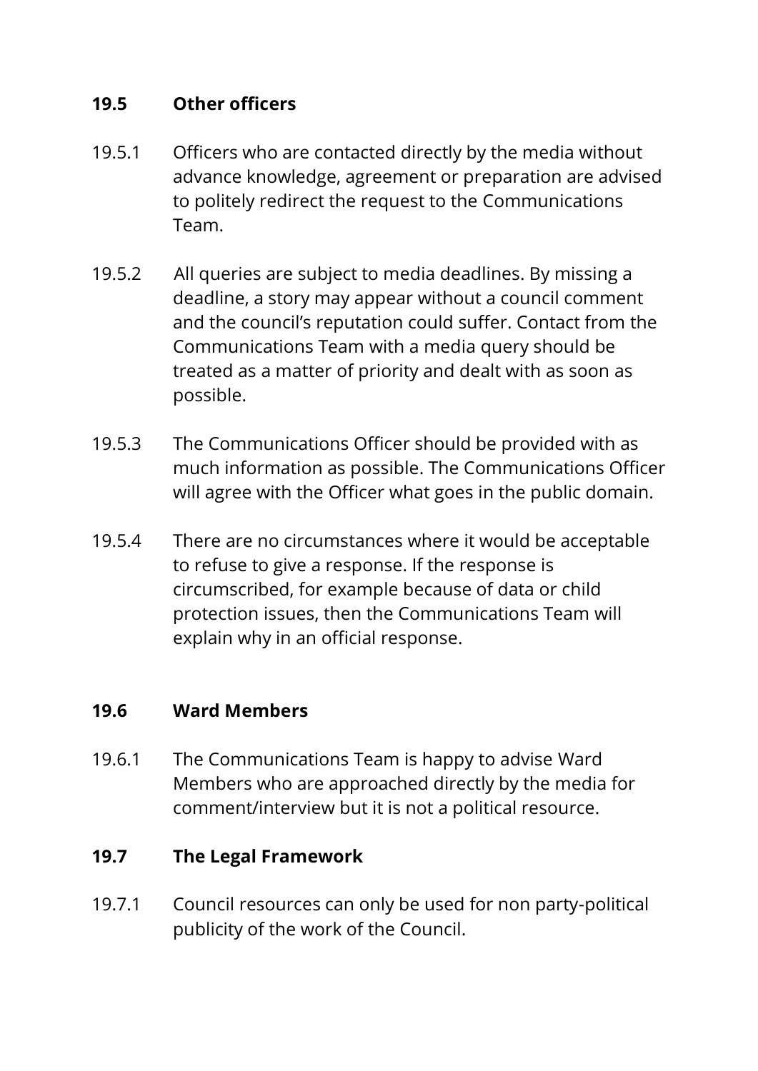### 19.5 Other officers

19.5.1 Officers who are contacted directly by the media without advance knowledge, agreement or preparation are advised to politely redirect the request to the Communications Team.

19.5.2 All queries are subject to media deadlines. By missing a deadline, a story may appear without a council comment and the council's reputation could suffer. Contact from the Communications Team with a media query should be treated as a matter of priority and dealt with as soon as possible.

19.5.3 The Communications Officer should be provided with as much information as possible. The Communications Officer will agree with the Officer what goes in the public domain.

19.5.4 There are no circumstances where it would be acceptable to refuse to give a response. If the response is circumscribed, for example because of data or child protection issues, then the Communications Team will explain why in an official response.

### 19.6 Ward Members

19.6.1 The Communications Team is happy to advise Ward Members who are approached directly by the media for comment/interview but it is not a political resource.

### 19.7 The Legal Framework

19.7.1 Council resources can only be used for non party-political publicity of the work of the Council.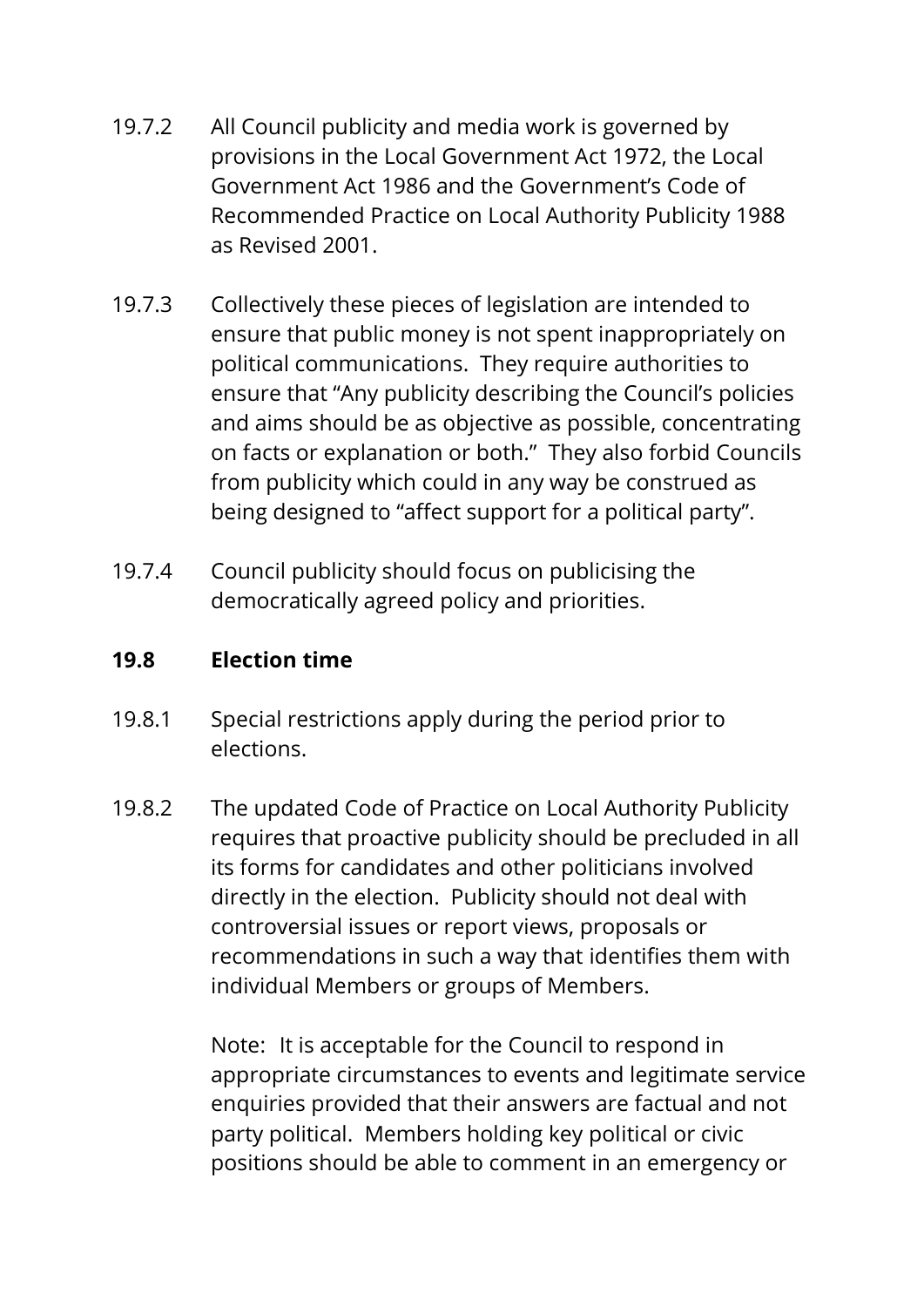19.7.2 All Council publicity and media work is governed by provisions in the Local Government Act 1972, the Local Government Act 1986 and the Government's Code of Recommended Practice on Local Authority Publicity 1988 as Revised 2001.

19.7.3 Collectively these pieces of legislation are intended to ensure that public money is not spent inappropriately on political communications. They require authorities to ensure that "Any publicity describing the Council's policies and aims should be as objective as possible, concentrating on facts or explanation or both." They also forbid Councils from publicity which could in any way be construed as being designed to "affect support for a political party".

19.7.4 Council publicity should focus on publicising the democratically agreed policy and priorities.

## 19.8 Election time

19.8.1 Special restrictions apply during the period prior to elections.

19.8.2 The updated Code of Practice on Local Authority Publicity requires that proactive publicity should be precluded in all its forms for candidates and other politicians involved directly in the election. Publicity should not deal with controversial issues or report views, proposals or recommendations in such a way that identifies them with individual Members or groups of Members.

Note: It is acceptable for the Council to respond in appropriate circumstances to events and legitimate service enquiries provided that their answers are factual and not party political. Members holding key political or civic positions should be able to comment in an emergency or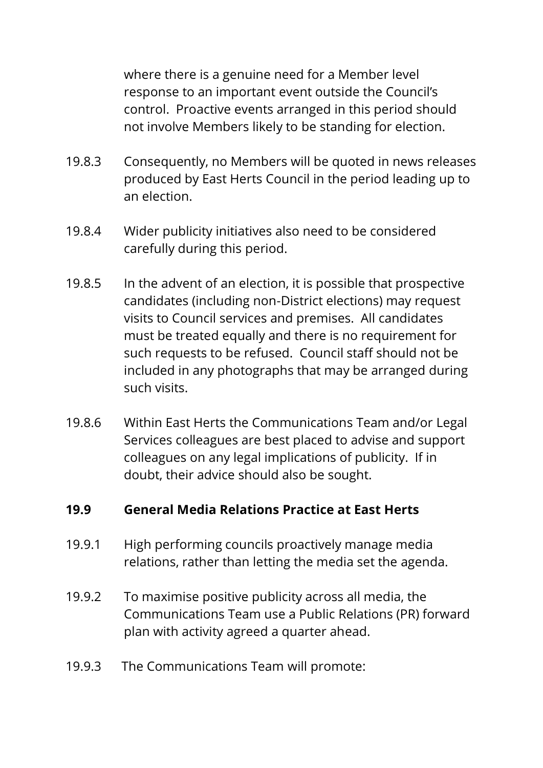where there is a genuine need for a Member level response to an important event outside the Council's control. Proactive events arranged in this period should not involve Members likely to be standing for election.

19.8.3 Consequently, no Members will be quoted in news releases produced by East Herts Council in the period leading up to an election.

19.8.4 Wider publicity initiatives also need to be considered carefully during this period.

19.8.5 In the advent of an election, it is possible that prospective candidates (including non-District elections) may request visits to Council services and premises. All candidates must be treated equally and there is no requirement for such requests to be refused. Council staff should not be included in any photographs that may be arranged during such visits.

19.8.6 Within East Herts the Communications Team and/or Legal Services colleagues are best placed to advise and support colleagues on any legal implications of publicity. If in doubt, their advice should also be sought.

## 19.9 General Media Relations Practice at East Herts

19.9.1 High performing councils proactively manage media relations, rather than letting the media set the agenda.

19.9.2 To maximise positive publicity across all media, the Communications Team use a Public Relations (PR) forward plan with activity agreed a quarter ahead.

19.9.3 The Communications Team will promote: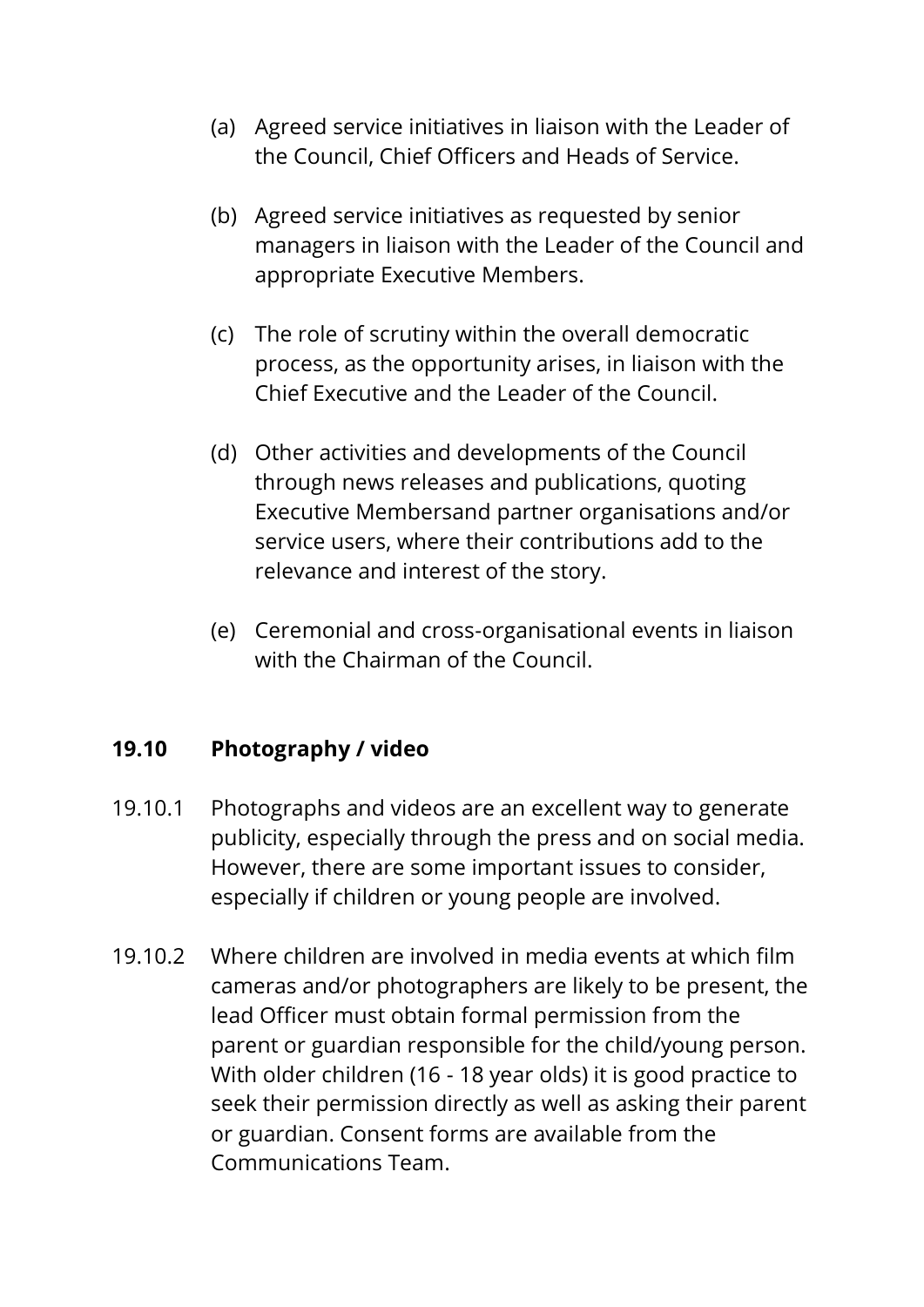(a) Agreed service initiatives in liaison with the Leader of the Council, Chief Officers and Heads of Service.

(b) Agreed service initiatives as requested by senior managers in liaison with the Leader of the Council and appropriate Executive Members.

(c) The role of scrutiny within the overall democratic process, as the opportunity arises, in liaison with the Chief Executive and the Leader of the Council.

(d) Other activities and developments of the Council through news releases and publications, quoting Executive Membersand partner organisations and/or service users, where their contributions add to the relevance and interest of the story.

(e) Ceremonial and cross-organisational events in liaison with the Chairman of the Council.

## 19.10 Photography / video

19.10.1 Photographs and videos are an excellent way to generate publicity, especially through the press and on social media. However, there are some important issues to consider, especially if children or young people are involved.

19.10.2 Where children are involved in media events at which film cameras and/or photographers are likely to be present, the lead Officer must obtain formal permission from the parent or guardian responsible for the child/young person. With older children (16 - 18 year olds) it is good practice to seek their permission directly as well as asking their parent or guardian. Consent forms are available from the Communications Team.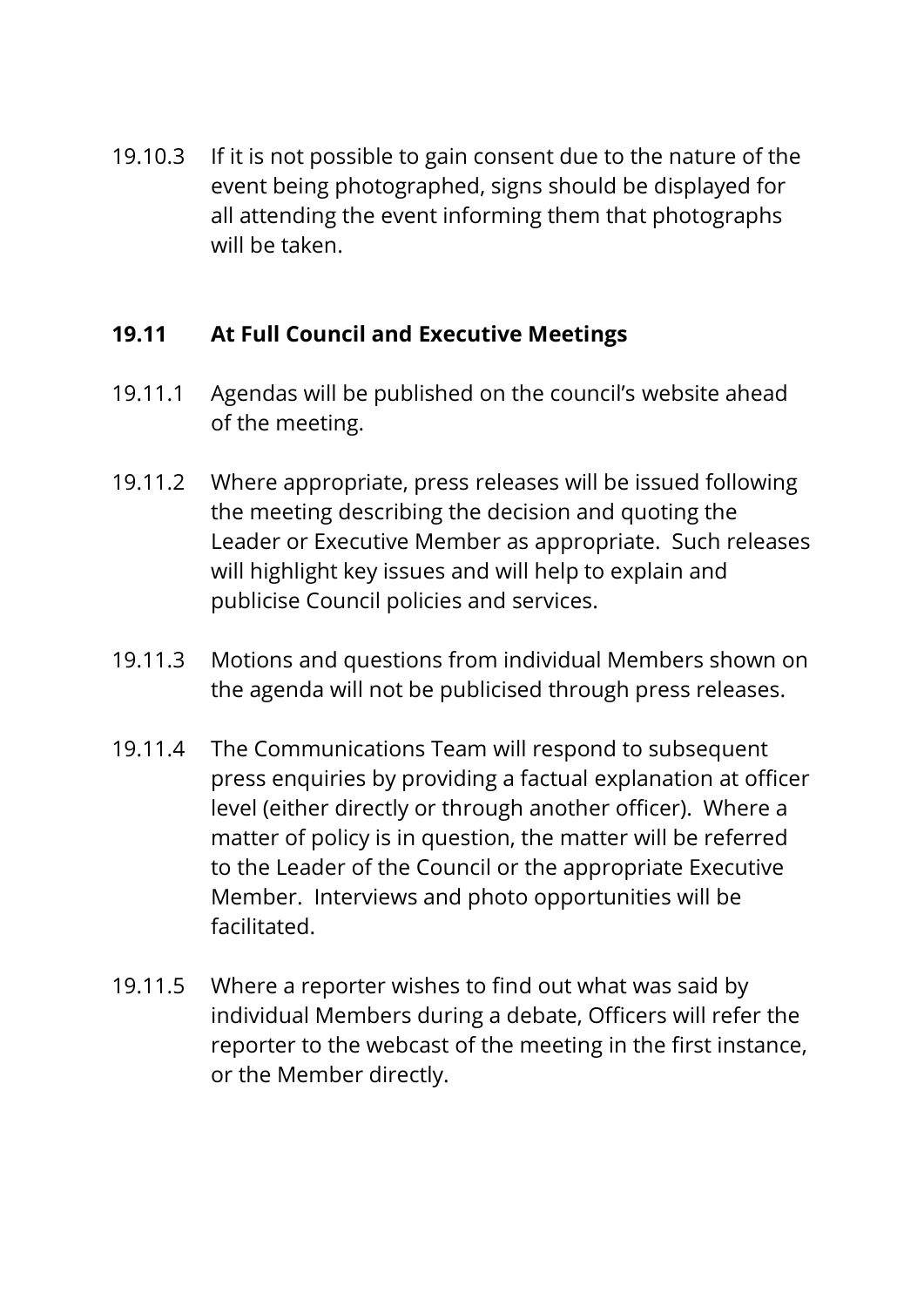19.10.3 If it is not possible to gain consent due to the nature of the event being photographed, signs should be displayed for all attending the event informing them that photographs will be taken.

## 19.11 At Full Council and Executive Meetings

19.11.1 Agendas will be published on the council's website ahead of the meeting.

19.11.2 Where appropriate, press releases will be issued following the meeting describing the decision and quoting the Leader or Executive Member as appropriate. Such releases will highlight key issues and will help to explain and publicise Council policies and services.

19.11.3 Motions and questions from individual Members shown on the agenda will not be publicised through press releases.

19.11.4 The Communications Team will respond to subsequent press enquiries by providing a factual explanation at officer level (either directly or through another officer). Where a matter of policy is in question, the matter will be referred to the Leader of the Council or the appropriate Executive Member. Interviews and photo opportunities will be facilitated.

19.11.5 Where a reporter wishes to find out what was said by individual Members during a debate, Officers will refer the reporter to the webcast of the meeting in the first instance, or the Member directly.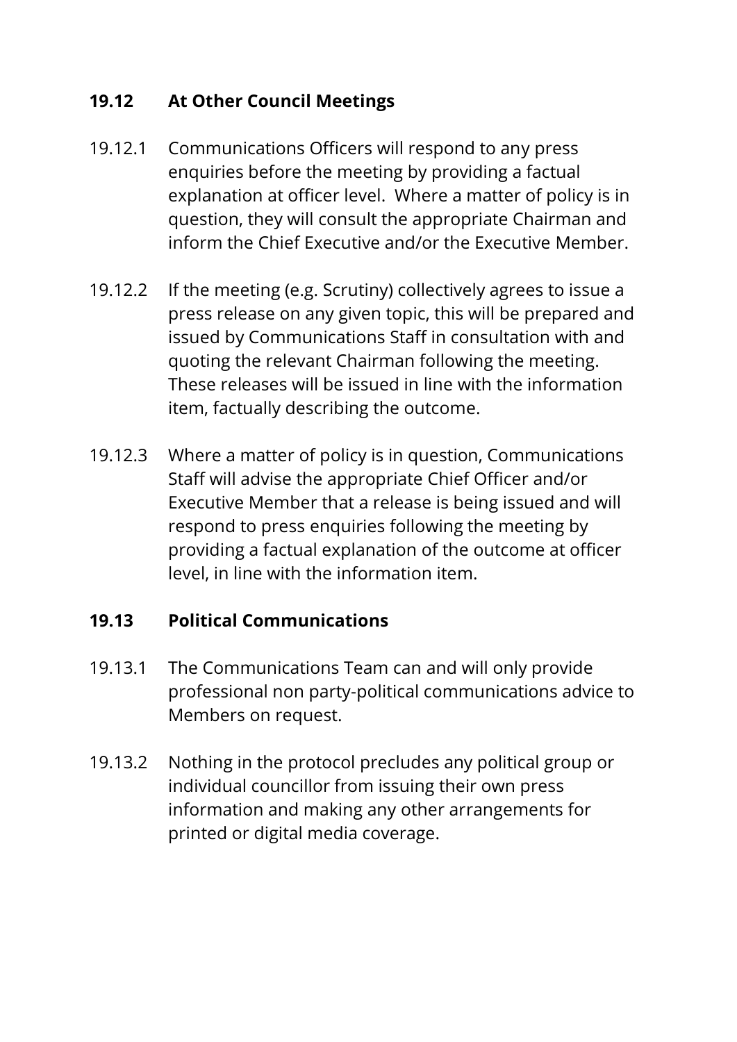### 19.12 At Other Council Meetings

19.12.1 Communications Officers will respond to any press enquiries before the meeting by providing a factual explanation at officer level. Where a matter of policy is in question, they will consult the appropriate Chairman and inform the Chief Executive and/or the Executive Member.

19.12.2 If the meeting (e.g. Scrutiny) collectively agrees to issue a press release on any given topic, this will be prepared and issued by Communications Staff in consultation with and quoting the relevant Chairman following the meeting. These releases will be issued in line with the information item, factually describing the outcome.

19.12.3 Where a matter of policy is in question, Communications Staff will advise the appropriate Chief Officer and/or Executive Member that a release is being issued and will respond to press enquiries following the meeting by providing a factual explanation of the outcome at officer level, in line with the information item.

### 19.13 Political Communications

19.13.1 The Communications Team can and will only provide professional non party-political communications advice to Members on request.

19.13.2 Nothing in the protocol precludes any political group or individual councillor from issuing their own press information and making any other arrangements for printed or digital media coverage.